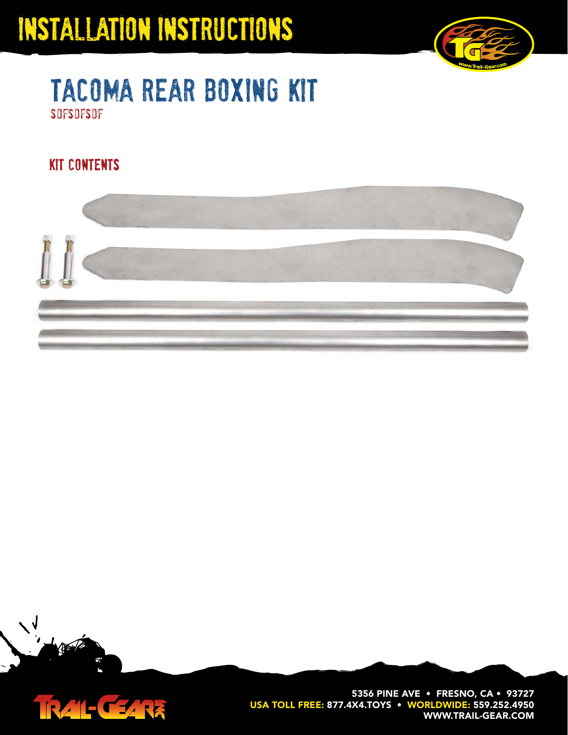# INSTALLATION INSTRUCTIONS

## TACOMA REAR BOXING KIT

SDFSDFSDF

### KIT CONTENTS

5356 PINE AVE • FRESNO, CA • 93727
USA TOLL FREE: 877.4X4.TOYS • WORLDWIDE: 559.252.4950
WWW.TRAIL-GEAR.COM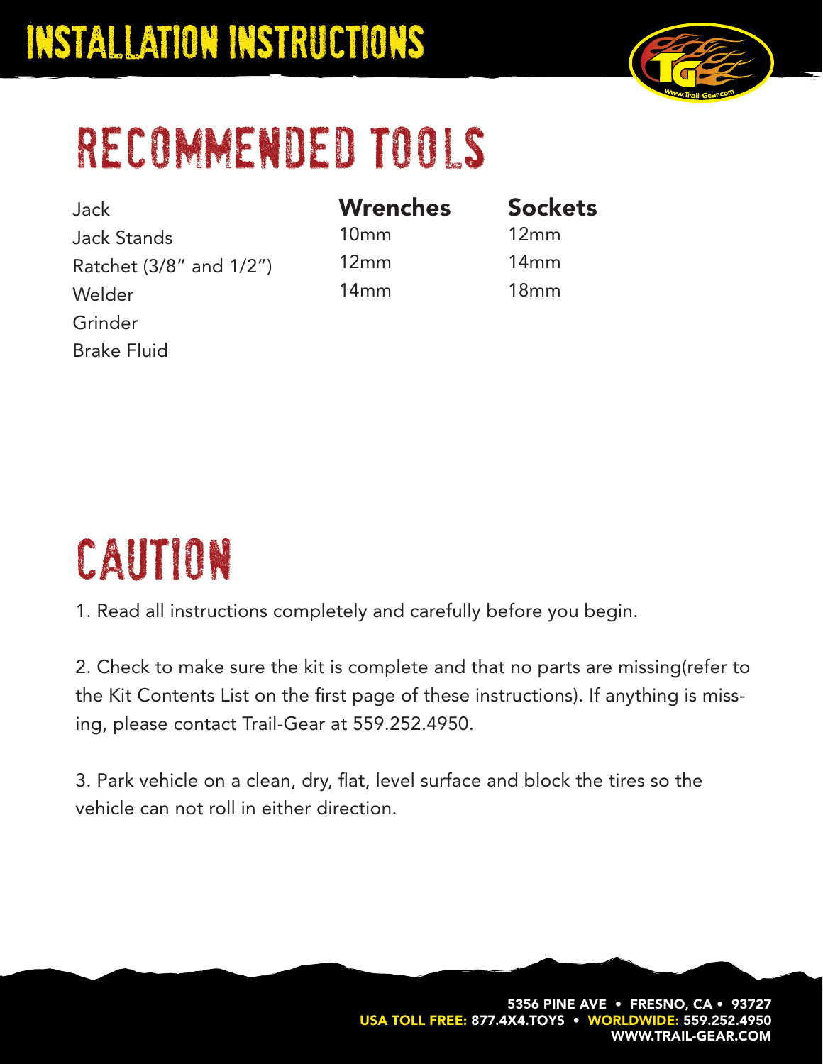# RECOMMENDED TOOLS

Jack
Jack Stands
Ratchet (3/8" and 1/2")
Welder
Grinder
Brake Fluid

**Wrenches**
10mm
12mm
14mm

**Sockets**
12mm
14mm
18mm

# CAUTION

1. Read all instructions completely and carefully before you begin.

2. Check to make sure the kit is complete and that no parts are missing(refer to the Kit Contents List on the first page of these instructions). If anything is missing, please contact Trail-Gear at 559.252.4950.

3. Park vehicle on a clean, dry, flat, level surface and block the tires so the vehicle can not roll in either direction.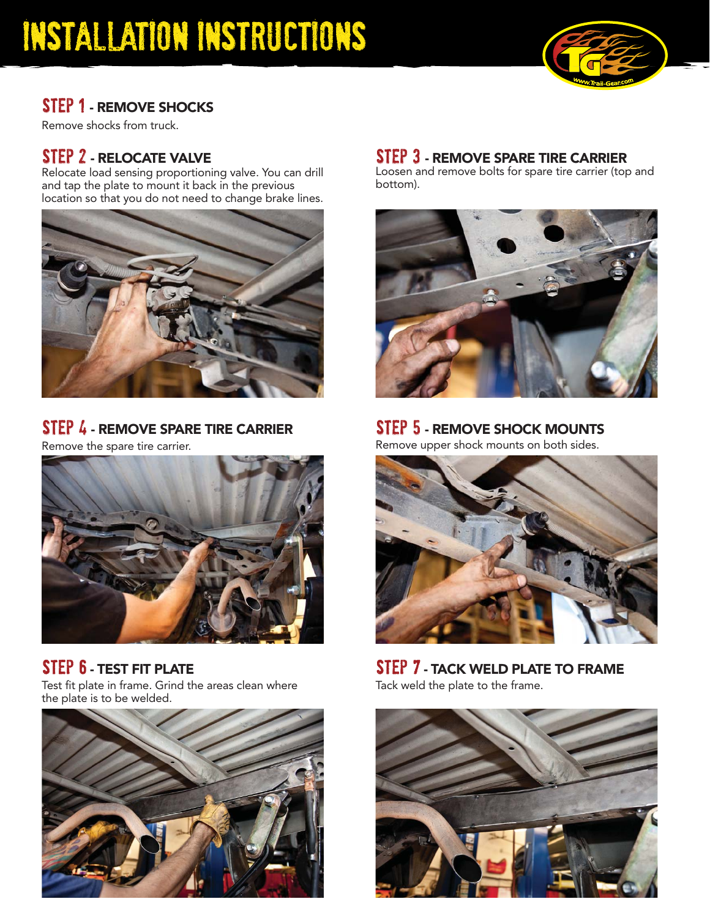# INSTALLATION INSTRUCTIONS

## STEP 1 - REMOVE SHOCKS

Remove shocks from truck.

## STEP 2 - RELOCATE VALVE

Relocate load sensing proportioning valve. You can drill and tap the plate to mount it back in the previous location so that you do not need to change brake lines.

## STEP 3 - REMOVE SPARE TIRE CARRIER

Loosen and remove bolts for spare tire carrier (top and bottom).

## STEP 4 - REMOVE SPARE TIRE CARRIER

Remove the spare tire carrier.

## STEP 5 - REMOVE SHOCK MOUNTS

Remove upper shock mounts on both sides.

## STEP 6 - TEST FIT PLATE

Test fit plate in frame. Grind the areas clean where the plate is to be welded.

## STEP 7 - TACK WELD PLATE TO FRAME

Tack weld the plate to the frame.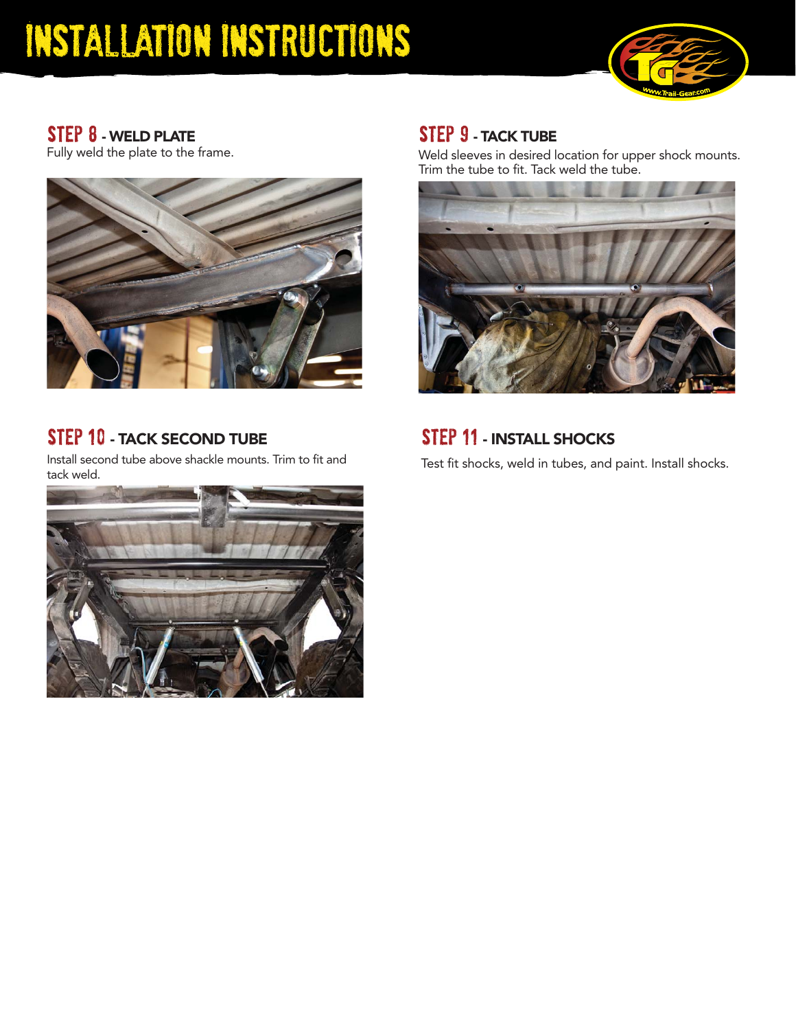# INSTALLATION INSTRUCTIONS

## STEP 8 - WELD PLATE

Fully weld the plate to the frame.

## STEP 9 - TACK TUBE

Weld sleeves in desired location for upper shock mounts. Trim the tube to fit. Tack weld the tube.

## STEP 10 - TACK SECOND TUBE

Install second tube above shackle mounts. Trim to fit and tack weld.

## STEP 11 - INSTALL SHOCKS

Test fit shocks, weld in tubes, and paint. Install shocks.